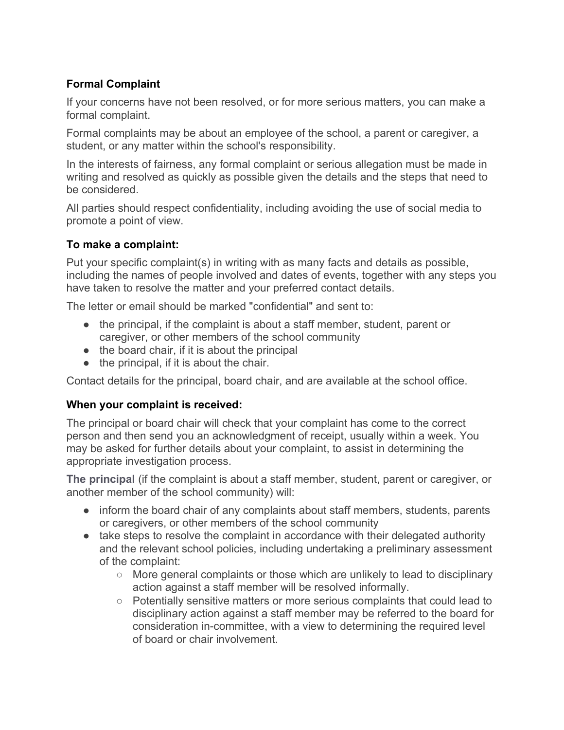## Formal Complaint

If your concerns have not been resolved, or for more serious matters, you can make a formal complaint.

Formal complaints may be about an employee of the school, a parent or caregiver, a student, or any matter within the school's responsibility.

In the interests of fairness, any formal complaint or serious allegation must be made in writing and resolved as quickly as possible given the details and the steps that need to be considered.

All parties should respect confidentiality, including avoiding the use of social media to promote a point of view.

### To make a complaint:

Put your specific complaint(s) in writing with as many facts and details as possible, including the names of people involved and dates of events, together with any steps you have taken to resolve the matter and your preferred contact details.

The letter or email should be marked "confidential" and sent to:

- the principal, if the complaint is about a staff member, student, parent or caregiver, or other members of the school community
- the board chair, if it is about the principal
- the principal, if it is about the chair.

Contact details for the principal, board chair, and are available at the school office.

### When your complaint is received:

The principal or board chair will check that your complaint has come to the correct person and then send you an acknowledgment of receipt, usually within a week. You may be asked for further details about your complaint, to assist in determining the appropriate investigation process.

**The principal** (if the complaint is about a staff member, student, parent or caregiver, or another member of the school community) will:

- inform the board chair of any complaints about staff members, students, parents or caregivers, or other members of the school community
- take steps to resolve the complaint in accordance with their delegated authority and the relevant school policies, including undertaking a preliminary assessment of the complaint:
  - More general complaints or those which are unlikely to lead to disciplinary action against a staff member will be resolved informally.
  - Potentially sensitive matters or more serious complaints that could lead to disciplinary action against a staff member may be referred to the board for consideration in-committee, with a view to determining the required level of board or chair involvement.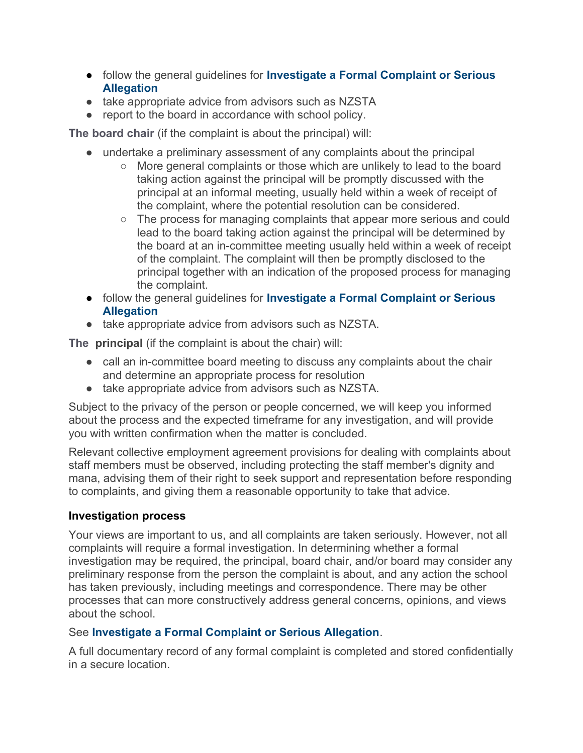- follow the general guidelines for **Investigate a Formal Complaint or Serious Allegation**
- take appropriate advice from advisors such as NZSTA
- report to the board in accordance with school policy.

**The board chair** (if the complaint is about the principal) will:

- undertake a preliminary assessment of any complaints about the principal
    - More general complaints or those which are unlikely to lead to the board taking action against the principal will be promptly discussed with the principal at an informal meeting, usually held within a week of receipt of the complaint, where the potential resolution can be considered.
    - The process for managing complaints that appear more serious and could lead to the board taking action against the principal will be determined by the board at an in-committee meeting usually held within a week of receipt of the complaint. The complaint will then be promptly disclosed to the principal together with an indication of the proposed process for managing the complaint.
- follow the general guidelines for **Investigate a Formal Complaint or Serious Allegation**
- take appropriate advice from advisors such as NZSTA.

**The principal** (if the complaint is about the chair) will:

- call an in-committee board meeting to discuss any complaints about the chair and determine an appropriate process for resolution
- take appropriate advice from advisors such as NZSTA.

Subject to the privacy of the person or people concerned, we will keep you informed about the process and the expected timeframe for any investigation, and will provide you with written confirmation when the matter is concluded.

Relevant collective employment agreement provisions for dealing with complaints about staff members must be observed, including protecting the staff member's dignity and mana, advising them of their right to seek support and representation before responding to complaints, and giving them a reasonable opportunity to take that advice.

### Investigation process

Your views are important to us, and all complaints are taken seriously. However, not all complaints will require a formal investigation. In determining whether a formal investigation may be required, the principal, board chair, and/or board may consider any preliminary response from the person the complaint is about, and any action the school has taken previously, including meetings and correspondence. There may be other processes that can more constructively address general concerns, opinions, and views about the school.

See **Investigate a Formal Complaint or Serious Allegation**.

A full documentary record of any formal complaint is completed and stored confidentially in a secure location.